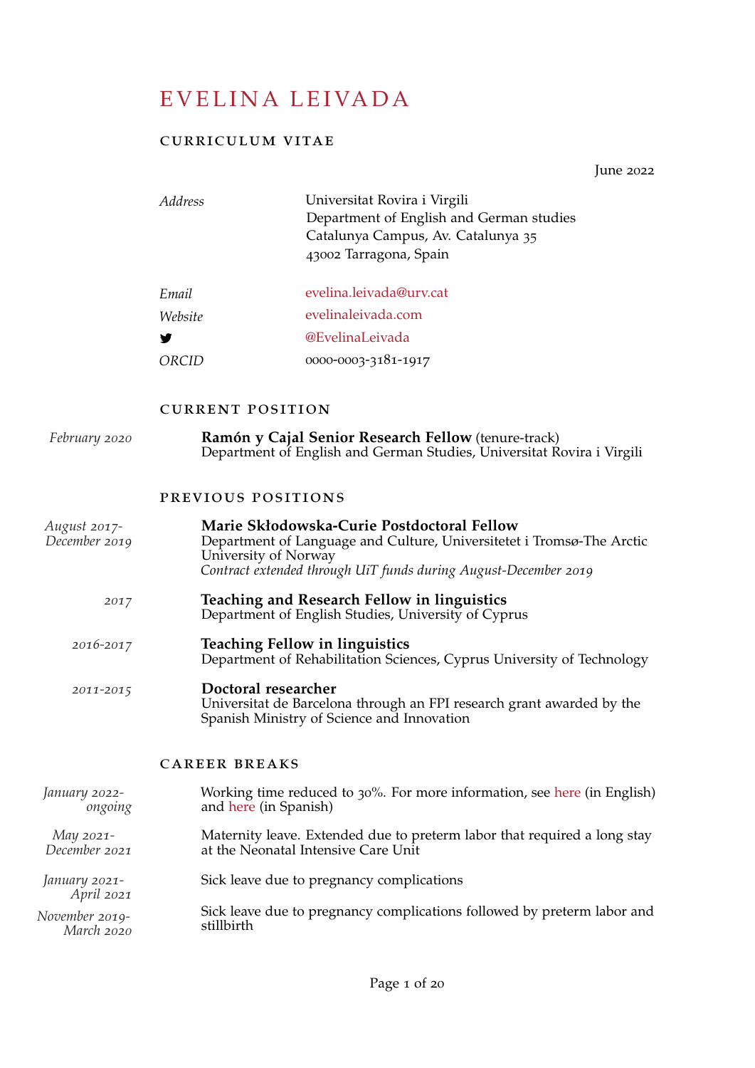# EVELINA LEIVADA

## CURRICULUM VITAE

June 2022

| | |
|---|---|
| *Address* | Universitat Rovira i Virgili<br>Department of English and German studies<br>Catalunya Campus, Av. Catalunya 35<br>43002 Tarragona, Spain |
| *Email* | evelina.leivada@urv.cat |
| *Website* | evelinaleivada.com |
| Twitter | @EvelinaLeivada |
| *ORCID* | 0000-0003-3181-1917 |

## CURRENT POSITION

*February 2020* — **Ramón y Cajal Senior Research Fellow** (tenure-track)
Department of English and German Studies, Universitat Rovira i Virgili

## PREVIOUS POSITIONS

*August 2017-December 2019* — **Marie Skłodowska-Curie Postdoctoral Fellow**
Department of Language and Culture, Universitetet i Tromsø-The Arctic University of Norway
*Contract extended through UiT funds during August-December 2019*

*2017* — **Teaching and Research Fellow in linguistics**
Department of English Studies, University of Cyprus

*2016-2017* — **Teaching Fellow in linguistics**
Department of Rehabilitation Sciences, Cyprus University of Technology

*2011-2015* — **Doctoral researcher**
Universitat de Barcelona through an FPI research grant awarded by the Spanish Ministry of Science and Innovation

## CAREER BREAKS

*January 2022-ongoing* — Working time reduced to 30%. For more information, see here (in English) and here (in Spanish)

*May 2021-December 2021* — Maternity leave. Extended due to preterm labor that required a long stay at the Neonatal Intensive Care Unit

*January 2021-April 2021* — Sick leave due to pregnancy complications

*November 2019-March 2020* — Sick leave due to pregnancy complications followed by preterm labor and stillbirth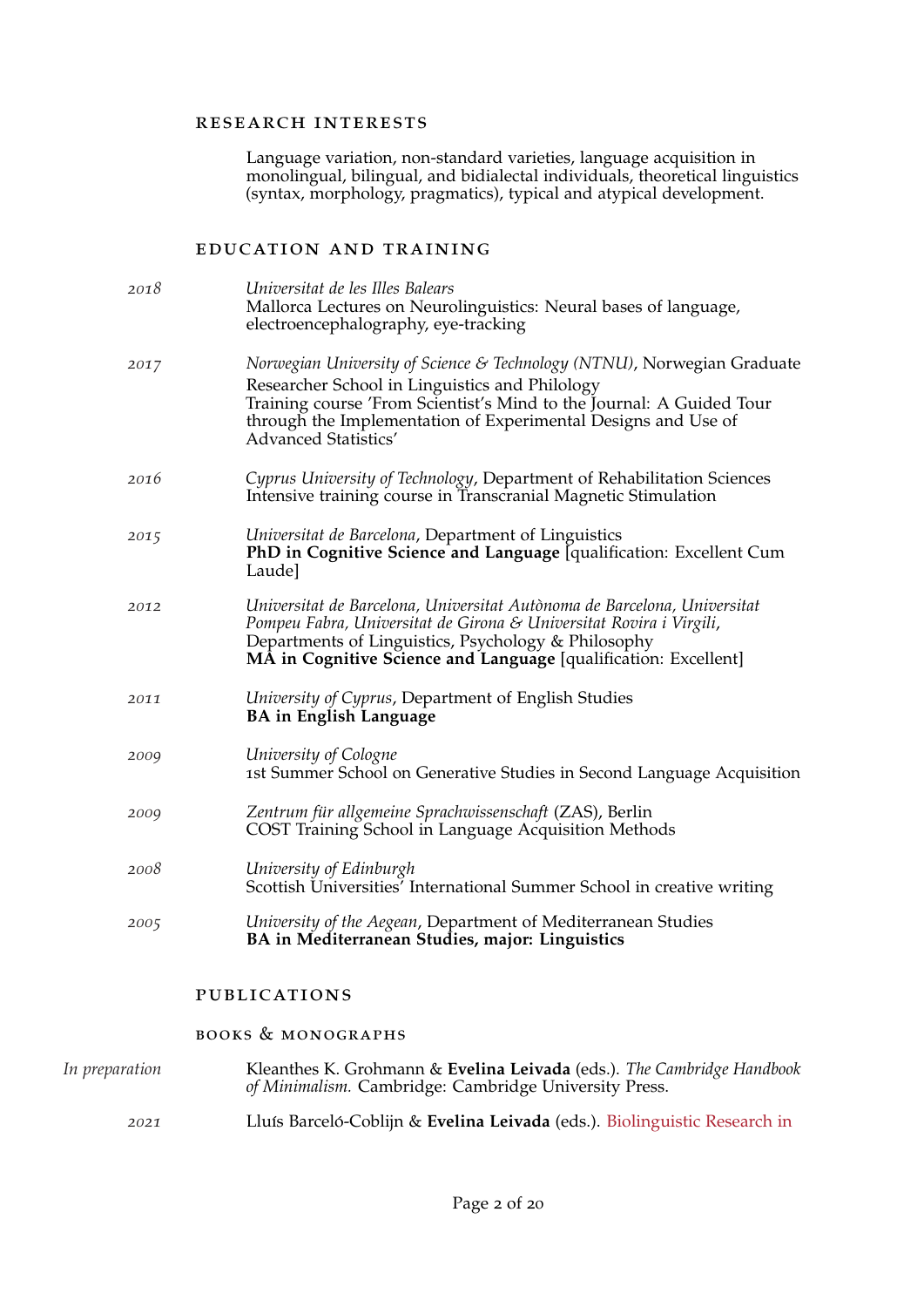## RESEARCH INTERESTS

Language variation, non-standard varieties, language acquisition in monolingual, bilingual, and bidialectal individuals, theoretical linguistics (syntax, morphology, pragmatics), typical and atypical development.

## EDUCATION AND TRAINING

*2018* — *Universitat de les Illes Balears*
Mallorca Lectures on Neurolinguistics: Neural bases of language, electroencephalography, eye-tracking

*2017* — *Norwegian University of Science & Technology (NTNU)*, Norwegian Graduate Researcher School in Linguistics and Philology
Training course 'From Scientist's Mind to the Journal: A Guided Tour through the Implementation of Experimental Designs and Use of Advanced Statistics'

*2016* — *Cyprus University of Technology*, Department of Rehabilitation Sciences
Intensive training course in Transcranial Magnetic Stimulation

*2015* — *Universitat de Barcelona*, Department of Linguistics
**PhD in Cognitive Science and Language** [qualification: Excellent Cum Laude]

*2012* — *Universitat de Barcelona, Universitat Autònoma de Barcelona, Universitat Pompeu Fabra, Universitat de Girona & Universitat Rovira i Virgili*, Departments of Linguistics, Psychology & Philosophy
**MA in Cognitive Science and Language** [qualification: Excellent]

*2011* — *University of Cyprus*, Department of English Studies
**BA in English Language**

*2009* — *University of Cologne*
1st Summer School on Generative Studies in Second Language Acquisition

*2009* — *Zentrum für allgemeine Sprachwissenschaft* (ZAS), Berlin
COST Training School in Language Acquisition Methods

*2008* — *University of Edinburgh*
Scottish Universities' International Summer School in creative writing

*2005* — *University of the Aegean*, Department of Mediterranean Studies
**BA in Mediterranean Studies, major: Linguistics**

## PUBLICATIONS

### BOOKS & MONOGRAPHS

*In preparation* — Kleanthes K. Grohmann & **Evelina Leivada** (eds.). *The Cambridge Handbook of Minimalism.* Cambridge: Cambridge University Press.

*2021* — Lluís Barceló-Coblijn & **Evelina Leivada** (eds.). Biolinguistic Research in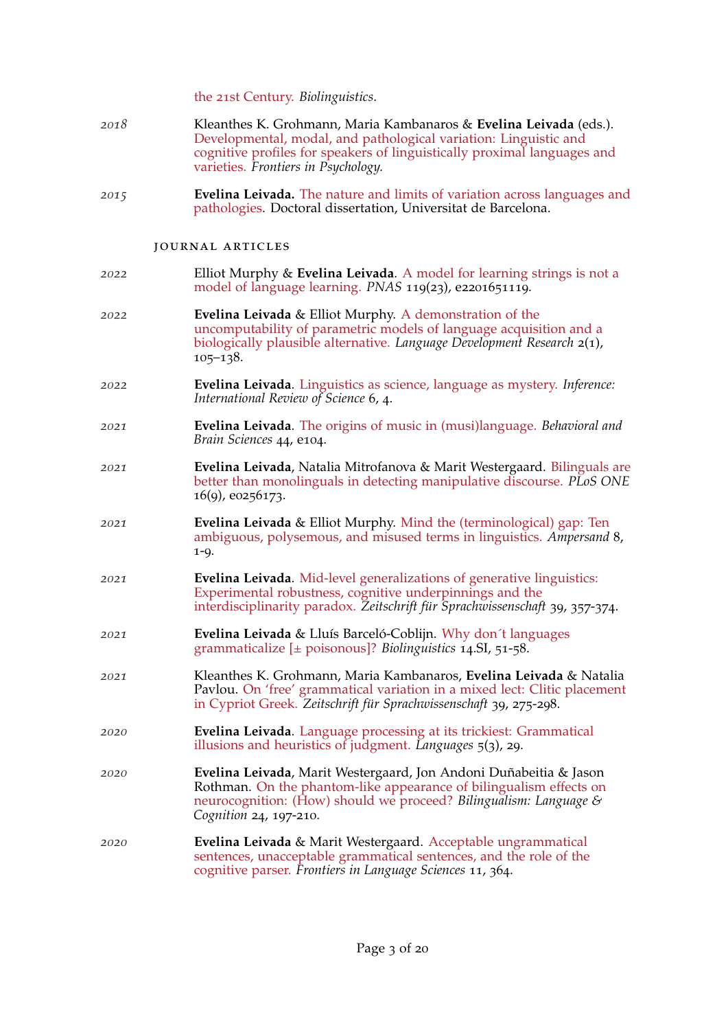the 21st Century. *Biolinguistics*.

*2018* Kleanthes K. Grohmann, Maria Kambanaros & **Evelina Leivada** (eds.). Developmental, modal, and pathological variation: Linguistic and cognitive profiles for speakers of linguistically proximal languages and varieties. *Frontiers in Psychology.*

*2015* **Evelina Leivada.** The nature and limits of variation across languages and pathologies. Doctoral dissertation, Universitat de Barcelona.

### Journal articles

*2022* Elliot Murphy & **Evelina Leivada**. A model for learning strings is not a model of language learning. *PNAS* 119(23), e2201651119.

*2022* **Evelina Leivada** & Elliot Murphy. A demonstration of the uncomputability of parametric models of language acquisition and a biologically plausible alternative. *Language Development Research* 2(1), 105–138.

*2022* **Evelina Leivada**. Linguistics as science, language as mystery. *Inference: International Review of Science* 6, 4.

*2021* **Evelina Leivada**. The origins of music in (musi)language. *Behavioral and Brain Sciences* 44, e104.

*2021* **Evelina Leivada**, Natalia Mitrofanova & Marit Westergaard. Bilinguals are better than monolinguals in detecting manipulative discourse. *PLoS ONE* 16(9), e0256173.

*2021* **Evelina Leivada** & Elliot Murphy. Mind the (terminological) gap: Ten ambiguous, polysemous, and misused terms in linguistics. *Ampersand* 8, 1-9.

*2021* **Evelina Leivada**. Mid-level generalizations of generative linguistics: Experimental robustness, cognitive underpinnings and the interdisciplinarity paradox. *Zeitschrift für Sprachwissenschaft* 39, 357-374.

*2021* **Evelina Leivada** & Lluís Barceló-Coblijn. Why don´t languages grammaticalize [± poisonous]? *Biolinguistics* 14.SI, 51-58.

*2021* Kleanthes K. Grohmann, Maria Kambanaros, **Evelina Leivada** & Natalia Pavlou. On 'free' grammatical variation in a mixed lect: Clitic placement in Cypriot Greek. *Zeitschrift für Sprachwissenschaft* 39, 275-298.

*2020* **Evelina Leivada**. Language processing at its trickiest: Grammatical illusions and heuristics of judgment. *Languages* 5(3), 29.

*2020* **Evelina Leivada**, Marit Westergaard, Jon Andoni Duñabeitia & Jason Rothman. On the phantom-like appearance of bilingualism effects on neurocognition: (How) should we proceed? *Bilingualism: Language & Cognition* 24, 197-210.

*2020* **Evelina Leivada** & Marit Westergaard. Acceptable ungrammatical sentences, unacceptable grammatical sentences, and the role of the cognitive parser. *Frontiers in Language Sciences* 11, 364.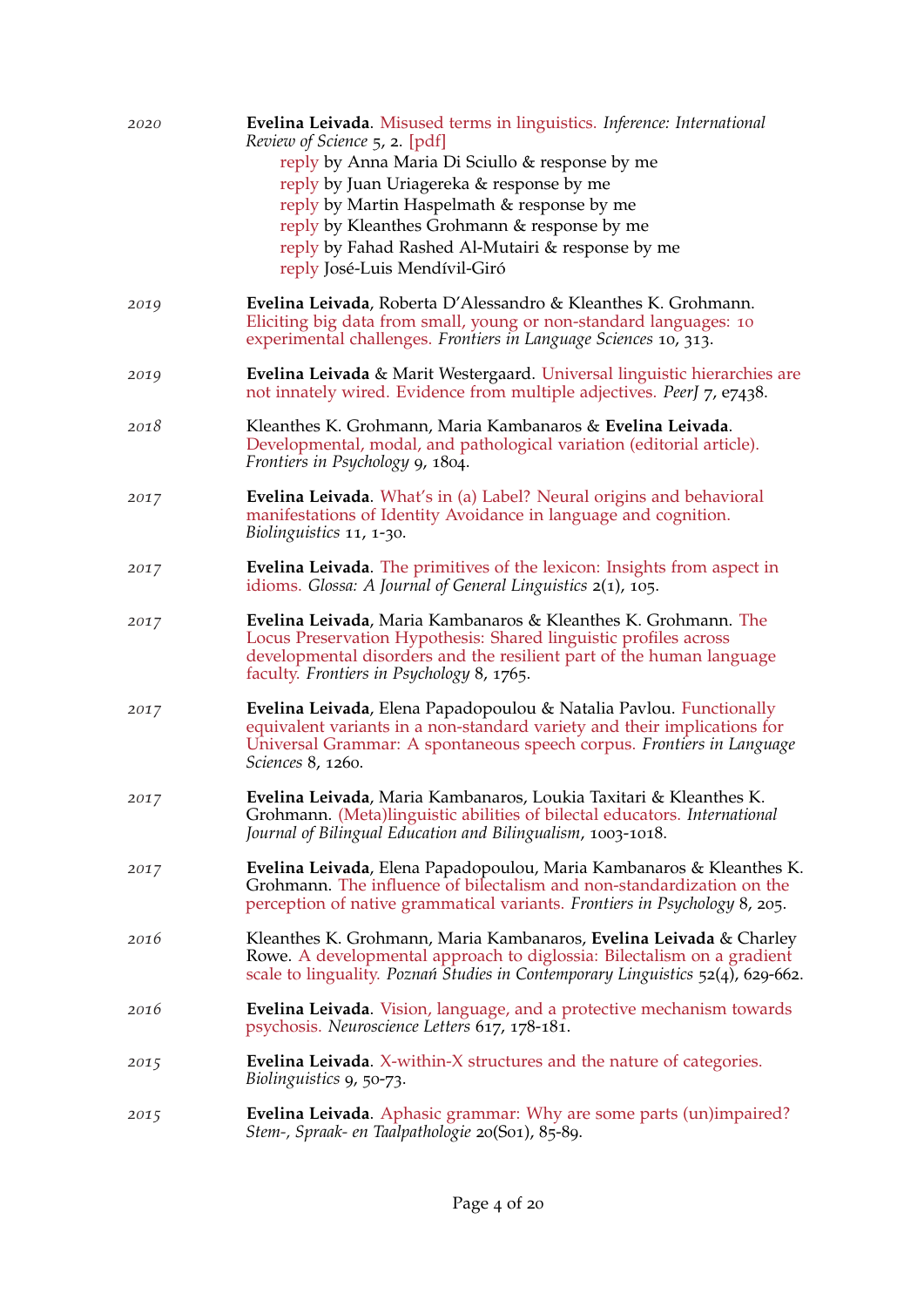2020 — **Evelina Leivada**. Misused terms in linguistics. *Inference: International Review of Science* 5, 2. [pdf]

- reply by Anna Maria Di Sciullo & response by me
- reply by Juan Uriagereka & response by me
- reply by Martin Haspelmath & response by me
- reply by Kleanthes Grohmann & response by me
- reply by Fahad Rashed Al-Mutairi & response by me
- reply José-Luis Mendívil-Giró

2019 — **Evelina Leivada**, Roberta D'Alessandro & Kleanthes K. Grohmann. Eliciting big data from small, young or non-standard languages: 10 experimental challenges. *Frontiers in Language Sciences* 10, 313.

2019 — **Evelina Leivada** & Marit Westergaard. Universal linguistic hierarchies are not innately wired. Evidence from multiple adjectives. *PeerJ* 7, e7438.

2018 — Kleanthes K. Grohmann, Maria Kambanaros & **Evelina Leivada**. Developmental, modal, and pathological variation (editorial article). *Frontiers in Psychology* 9, 1804.

2017 — **Evelina Leivada**. What's in (a) Label? Neural origins and behavioral manifestations of Identity Avoidance in language and cognition. *Biolinguistics* 11, 1-30.

2017 — **Evelina Leivada**. The primitives of the lexicon: Insights from aspect in idioms. *Glossa: A Journal of General Linguistics* 2(1), 105.

2017 — **Evelina Leivada**, Maria Kambanaros & Kleanthes K. Grohmann. The Locus Preservation Hypothesis: Shared linguistic profiles across developmental disorders and the resilient part of the human language faculty. *Frontiers in Psychology* 8, 1765.

2017 — **Evelina Leivada**, Elena Papadopoulou & Natalia Pavlou. Functionally equivalent variants in a non-standard variety and their implications for Universal Grammar: A spontaneous speech corpus. *Frontiers in Language Sciences* 8, 1260.

2017 — **Evelina Leivada**, Maria Kambanaros, Loukia Taxitari & Kleanthes K. Grohmann. (Meta)linguistic abilities of bilectal educators. *International Journal of Bilingual Education and Bilingualism*, 1003-1018.

2017 — **Evelina Leivada**, Elena Papadopoulou, Maria Kambanaros & Kleanthes K. Grohmann. The influence of bilectalism and non-standardization on the perception of native grammatical variants. *Frontiers in Psychology* 8, 205.

2016 — Kleanthes K. Grohmann, Maria Kambanaros, **Evelina Leivada** & Charley Rowe. A developmental approach to diglossia: Bilectalism on a gradient scale to linguality. *Poznań Studies in Contemporary Linguistics* 52(4), 629-662.

2016 — **Evelina Leivada**. Vision, language, and a protective mechanism towards psychosis. *Neuroscience Letters* 617, 178-181.

2015 — **Evelina Leivada**. X-within-X structures and the nature of categories. *Biolinguistics* 9, 50-73.

2015 — **Evelina Leivada**. Aphasic grammar: Why are some parts (un)impaired? *Stem-, Spraak- en Taalpathologie* 20(S01), 85-89.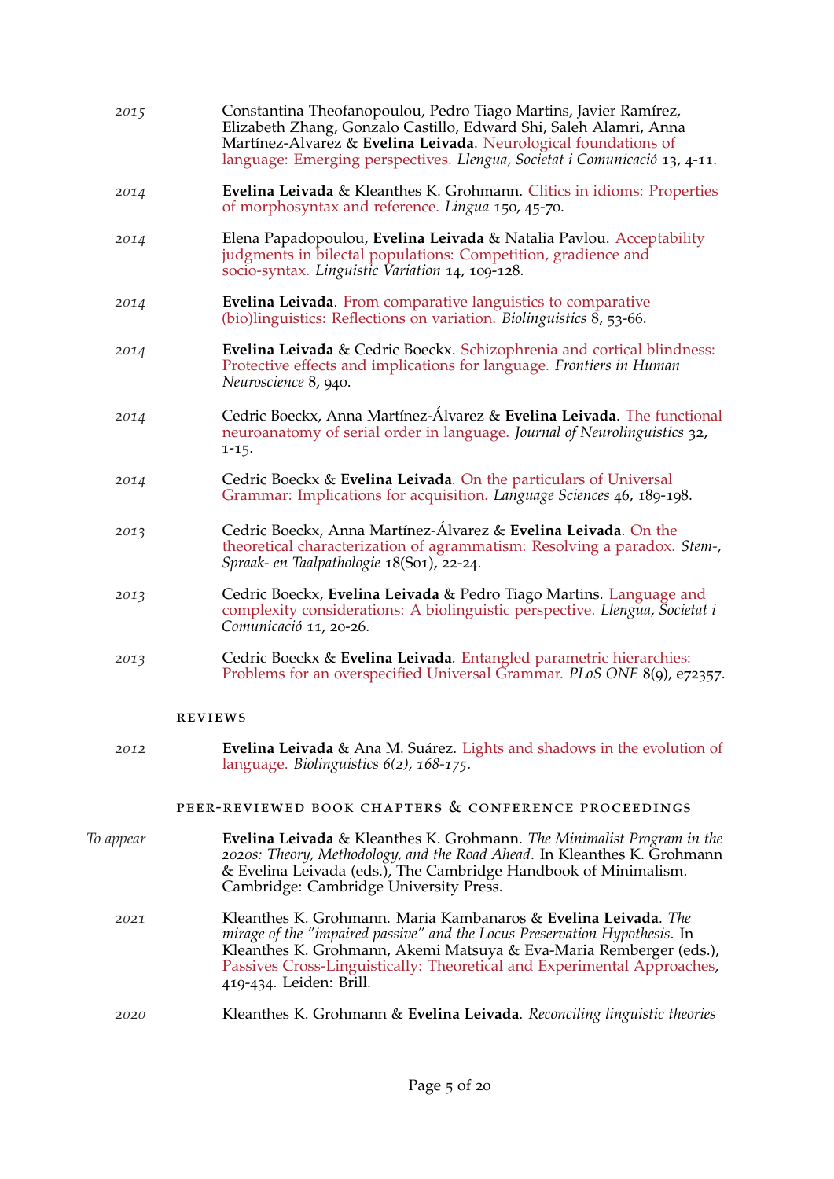2015 Constantina Theofanopoulou, Pedro Tiago Martins, Javier Ramírez, Elizabeth Zhang, Gonzalo Castillo, Edward Shi, Saleh Alamri, Anna Martínez-Alvarez & **Evelina Leivada**. Neurological foundations of language: Emerging perspectives. *Llengua, Societat i Comunicació* 13, 4-11.

2014 **Evelina Leivada** & Kleanthes K. Grohmann. Clitics in idioms: Properties of morphosyntax and reference. *Lingua* 150, 45-70.

2014 Elena Papadopoulou, **Evelina Leivada** & Natalia Pavlou. Acceptability judgments in bilectal populations: Competition, gradience and socio-syntax. *Linguistic Variation* 14, 109-128.

2014 **Evelina Leivada**. From comparative languistics to comparative (bio)linguistics: Reflections on variation. *Biolinguistics* 8, 53-66.

2014 **Evelina Leivada** & Cedric Boeckx. Schizophrenia and cortical blindness: Protective effects and implications for language. *Frontiers in Human Neuroscience* 8, 940.

2014 Cedric Boeckx, Anna Martínez-Álvarez & **Evelina Leivada**. The functional neuroanatomy of serial order in language. *Journal of Neurolinguistics* 32, 1-15.

2014 Cedric Boeckx & **Evelina Leivada**. On the particulars of Universal Grammar: Implications for acquisition. *Language Sciences* 46, 189-198.

2013 Cedric Boeckx, Anna Martínez-Álvarez & **Evelina Leivada**. On the theoretical characterization of agrammatism: Resolving a paradox. *Stem-, Spraak- en Taalpathologie* 18(S01), 22-24.

2013 Cedric Boeckx, **Evelina Leivada** & Pedro Tiago Martins. Language and complexity considerations: A biolinguistic perspective. *Llengua, Societat i Comunicació* 11, 20-26.

2013 Cedric Boeckx & **Evelina Leivada**. Entangled parametric hierarchies: Problems for an overspecified Universal Grammar. *PLoS ONE* 8(9), e72357.

### REVIEWS

2012 **Evelina Leivada** & Ana M. Suárez. Lights and shadows in the evolution of language. *Biolinguistics 6(2), 168-175.*

### PEER-REVIEWED BOOK CHAPTERS & CONFERENCE PROCEEDINGS

To appear **Evelina Leivada** & Kleanthes K. Grohmann. *The Minimalist Program in the 2020s: Theory, Methodology, and the Road Ahead*. In Kleanthes K. Grohmann & Evelina Leivada (eds.), The Cambridge Handbook of Minimalism. Cambridge: Cambridge University Press.

2021 Kleanthes K. Grohmann. Maria Kambanaros & **Evelina Leivada**. *The mirage of the "impaired passive" and the Locus Preservation Hypothesis*. In Kleanthes K. Grohmann, Akemi Matsuya & Eva-Maria Remberger (eds.), Passives Cross-Linguistically: Theoretical and Experimental Approaches, 419-434. Leiden: Brill.

2020 Kleanthes K. Grohmann & **Evelina Leivada**. *Reconciling linguistic theories*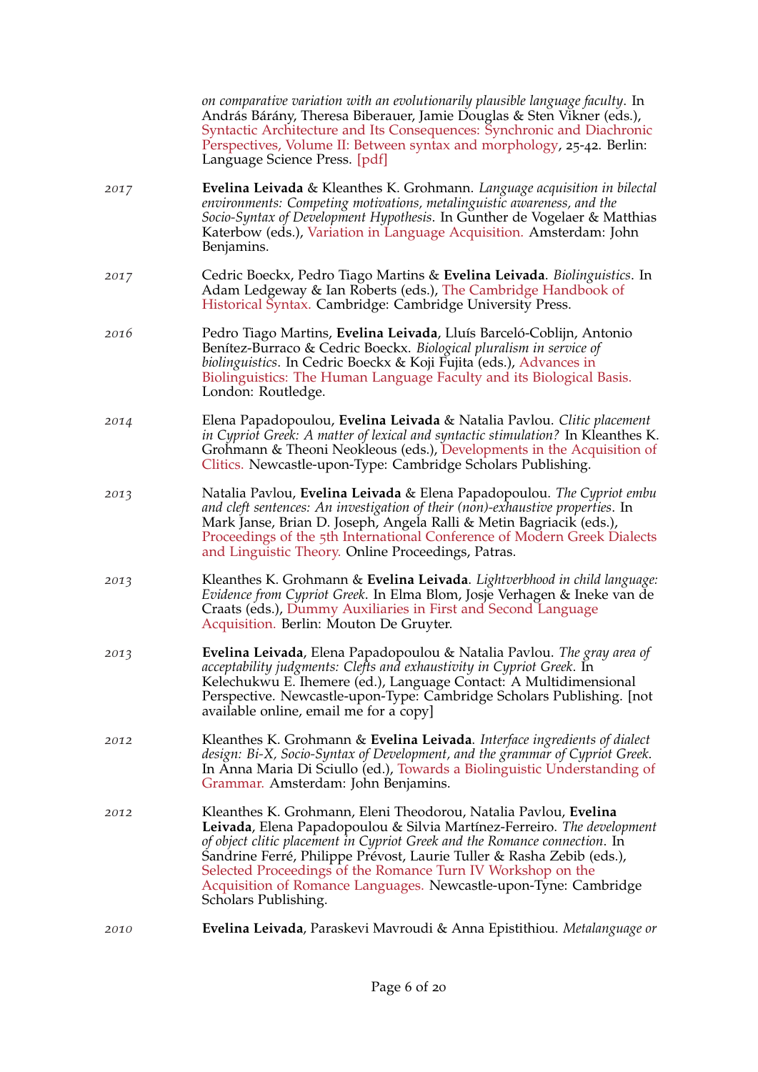*on comparative variation with an evolutionarily plausible language faculty*. In András Bárány, Theresa Biberauer, Jamie Douglas & Sten Vikner (eds.), Syntactic Architecture and Its Consequences: Synchronic and Diachronic Perspectives, Volume II: Between syntax and morphology, 25-42. Berlin: Language Science Press. [pdf]

*2017* **Evelina Leivada** & Kleanthes K. Grohmann. *Language acquisition in bilectal environments: Competing motivations, metalinguistic awareness, and the Socio-Syntax of Development Hypothesis*. In Gunther de Vogelaer & Matthias Katerbow (eds.), Variation in Language Acquisition. Amsterdam: John Benjamins.

*2017* Cedric Boeckx, Pedro Tiago Martins & **Evelina Leivada**. *Biolinguistics*. In Adam Ledgeway & Ian Roberts (eds.), The Cambridge Handbook of Historical Syntax. Cambridge: Cambridge University Press.

*2016* Pedro Tiago Martins, **Evelina Leivada**, Lluís Barceló-Coblijn, Antonio Benítez-Burraco & Cedric Boeckx. *Biological pluralism in service of biolinguistics*. In Cedric Boeckx & Koji Fujita (eds.), Advances in Biolinguistics: The Human Language Faculty and its Biological Basis. London: Routledge.

*2014* Elena Papadopoulou, **Evelina Leivada** & Natalia Pavlou. *Clitic placement in Cypriot Greek: A matter of lexical and syntactic stimulation?* In Kleanthes K. Grohmann & Theoni Neokleous (eds.), Developments in the Acquisition of Clitics. Newcastle-upon-Type: Cambridge Scholars Publishing.

*2013* Natalia Pavlou, **Evelina Leivada** & Elena Papadopoulou. *The Cypriot embu and cleft sentences: An investigation of their (non)-exhaustive properties*. In Mark Janse, Brian D. Joseph, Angela Ralli & Metin Bagriacik (eds.), Proceedings of the 5th International Conference of Modern Greek Dialects and Linguistic Theory. Online Proceedings, Patras.

*2013* Kleanthes K. Grohmann & **Evelina Leivada**. *Lightverbhood in child language: Evidence from Cypriot Greek*. In Elma Blom, Josje Verhagen & Ineke van de Craats (eds.), Dummy Auxiliaries in First and Second Language Acquisition. Berlin: Mouton De Gruyter.

*2013* **Evelina Leivada**, Elena Papadopoulou & Natalia Pavlou. *The gray area of acceptability judgments: Clefts and exhaustivity in Cypriot Greek*. In Kelechukwu E. Ihemere (ed.), Language Contact: A Multidimensional Perspective. Newcastle-upon-Type: Cambridge Scholars Publishing. [not available online, email me for a copy]

*2012* Kleanthes K. Grohmann & **Evelina Leivada**. *Interface ingredients of dialect design: Bi-X, Socio-Syntax of Development, and the grammar of Cypriot Greek*. In Anna Maria Di Sciullo (ed.), Towards a Biolinguistic Understanding of Grammar. Amsterdam: John Benjamins.

*2012* Kleanthes K. Grohmann, Eleni Theodorou, Natalia Pavlou, **Evelina Leivada**, Elena Papadopoulou & Silvia Martínez-Ferreiro. *The development of object clitic placement in Cypriot Greek and the Romance connection*. In Sandrine Ferré, Philippe Prévost, Laurie Tuller & Rasha Zebib (eds.), Selected Proceedings of the Romance Turn IV Workshop on the Acquisition of Romance Languages. Newcastle-upon-Tyne: Cambridge Scholars Publishing.

*2010* **Evelina Leivada**, Paraskevi Mavroudi & Anna Epistithiou. *Metalanguage or*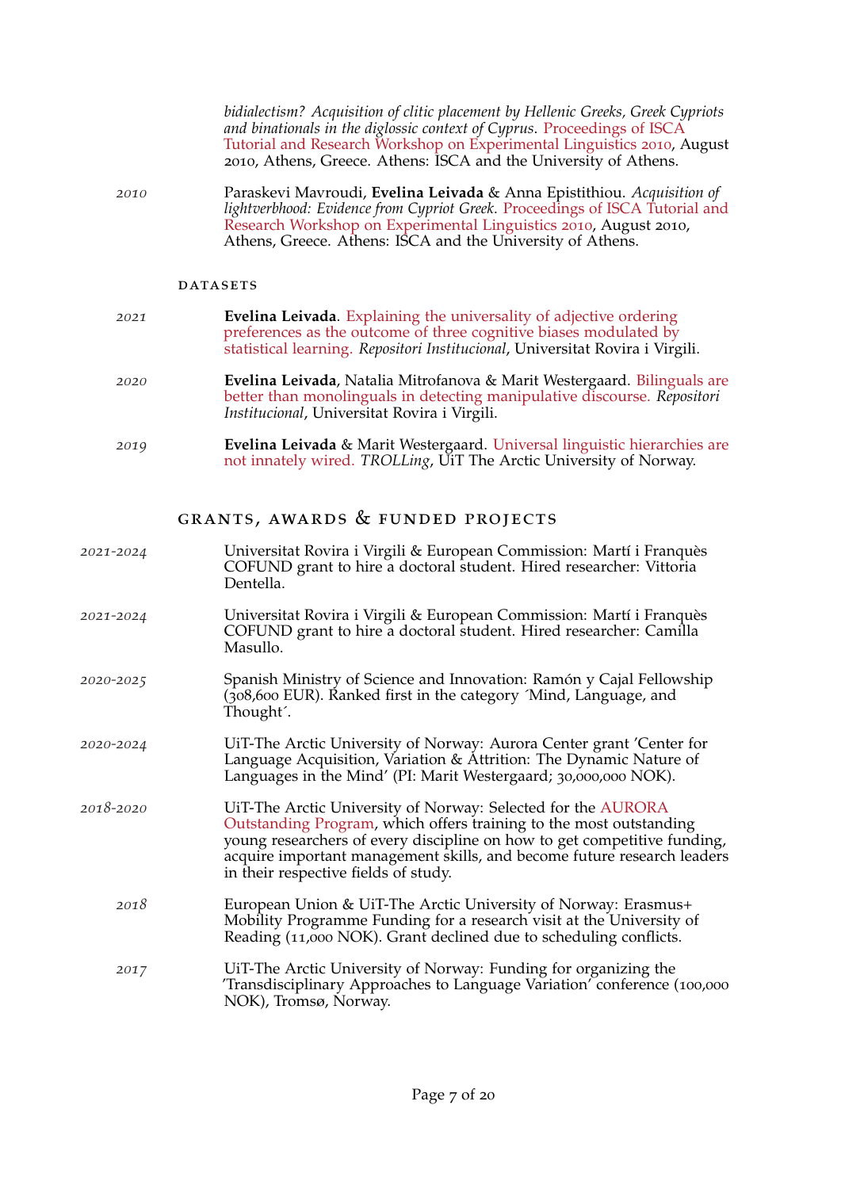*bidialectism? Acquisition of clitic placement by Hellenic Greeks, Greek Cypriots and binationals in the diglossic context of Cyprus*. Proceedings of ISCA Tutorial and Research Workshop on Experimental Linguistics 2010, August 2010, Athens, Greece. Athens: ISCA and the University of Athens.

*2010* Paraskevi Mavroudi, **Evelina Leivada** & Anna Epistithiou. *Acquisition of lightverbhood: Evidence from Cypriot Greek*. Proceedings of ISCA Tutorial and Research Workshop on Experimental Linguistics 2010, August 2010, Athens, Greece. Athens: ISCA and the University of Athens.

### Datasets

*2021* **Evelina Leivada**. Explaining the universality of adjective ordering preferences as the outcome of three cognitive biases modulated by statistical learning. *Repositori Institucional*, Universitat Rovira i Virgili.

*2020* **Evelina Leivada**, Natalia Mitrofanova & Marit Westergaard. Bilinguals are better than monolinguals in detecting manipulative discourse. *Repositori Institucional*, Universitat Rovira i Virgili.

*2019* **Evelina Leivada** & Marit Westergaard. Universal linguistic hierarchies are not innately wired. *TROLLing*, UiT The Arctic University of Norway.

## Grants, Awards & Funded Projects

*2021-2024* Universitat Rovira i Virgili & European Commission: Martí i Franquès COFUND grant to hire a doctoral student. Hired researcher: Vittoria Dentella.

*2021-2024* Universitat Rovira i Virgili & European Commission: Martí i Franquès COFUND grant to hire a doctoral student. Hired researcher: Camilla Masullo.

*2020-2025* Spanish Ministry of Science and Innovation: Ramón y Cajal Fellowship (308,600 EUR). Ranked first in the category ´Mind, Language, and Thought´.

*2020-2024* UiT-The Arctic University of Norway: Aurora Center grant 'Center for Language Acquisition, Variation & Attrition: The Dynamic Nature of Languages in the Mind' (PI: Marit Westergaard; 30,000,000 NOK).

*2018-2020* UiT-The Arctic University of Norway: Selected for the AURORA Outstanding Program, which offers training to the most outstanding young researchers of every discipline on how to get competitive funding, acquire important management skills, and become future research leaders in their respective fields of study.

*2018* European Union & UiT-The Arctic University of Norway: Erasmus+ Mobility Programme Funding for a research visit at the University of Reading (11,000 NOK). Grant declined due to scheduling conflicts.

*2017* UiT-The Arctic University of Norway: Funding for organizing the 'Transdisciplinary Approaches to Language Variation' conference (100,000 NOK), Tromsø, Norway.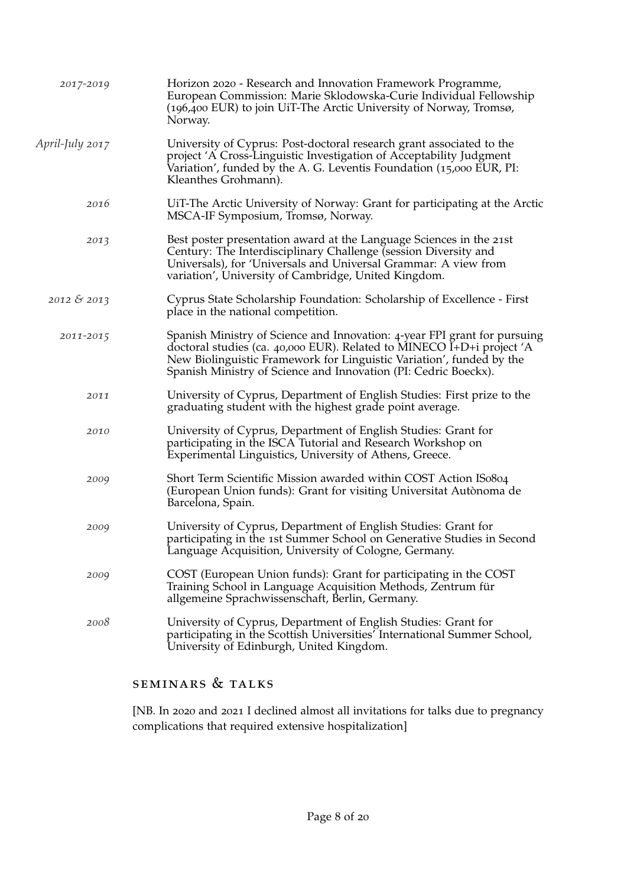*2017-2019* Horizon 2020 - Research and Innovation Framework Programme, European Commission: Marie Sklodowska-Curie Individual Fellowship (196,400 EUR) to join UiT-The Arctic University of Norway, Tromsø, Norway.

*April-July 2017* University of Cyprus: Post-doctoral research grant associated to the project 'A Cross-Linguistic Investigation of Acceptability Judgment Variation', funded by the A. G. Leventis Foundation (15,000 EUR, PI: Kleanthes Grohmann).

*2016* UiT-The Arctic University of Norway: Grant for participating at the Arctic MSCA-IF Symposium, Tromsø, Norway.

*2013* Best poster presentation award at the Language Sciences in the 21st Century: The Interdisciplinary Challenge (session Diversity and Universals), for 'Universals and Universal Grammar: A view from variation', University of Cambridge, United Kingdom.

*2012 & 2013* Cyprus State Scholarship Foundation: Scholarship of Excellence - First place in the national competition.

*2011-2015* Spanish Ministry of Science and Innovation: 4-year FPI grant for pursuing doctoral studies (ca. 40,000 EUR). Related to MINECO I+D+i project 'A New Biolinguistic Framework for Linguistic Variation', funded by the Spanish Ministry of Science and Innovation (PI: Cedric Boeckx).

*2011* University of Cyprus, Department of English Studies: First prize to the graduating student with the highest grade point average.

*2010* University of Cyprus, Department of English Studies: Grant for participating in the ISCA Tutorial and Research Workshop on Experimental Linguistics, University of Athens, Greece.

*2009* Short Term Scientific Mission awarded within COST Action IS0804 (European Union funds): Grant for visiting Universitat Autònoma de Barcelona, Spain.

*2009* University of Cyprus, Department of English Studies: Grant for participating in the 1st Summer School on Generative Studies in Second Language Acquisition, University of Cologne, Germany.

*2009* COST (European Union funds): Grant for participating in the COST Training School in Language Acquisition Methods, Zentrum für allgemeine Sprachwissenschaft, Berlin, Germany.

*2008* University of Cyprus, Department of English Studies: Grant for participating in the Scottish Universities' International Summer School, University of Edinburgh, United Kingdom.

## SEMINARS & TALKS

[NB. In 2020 and 2021 I declined almost all invitations for talks due to pregnancy complications that required extensive hospitalization]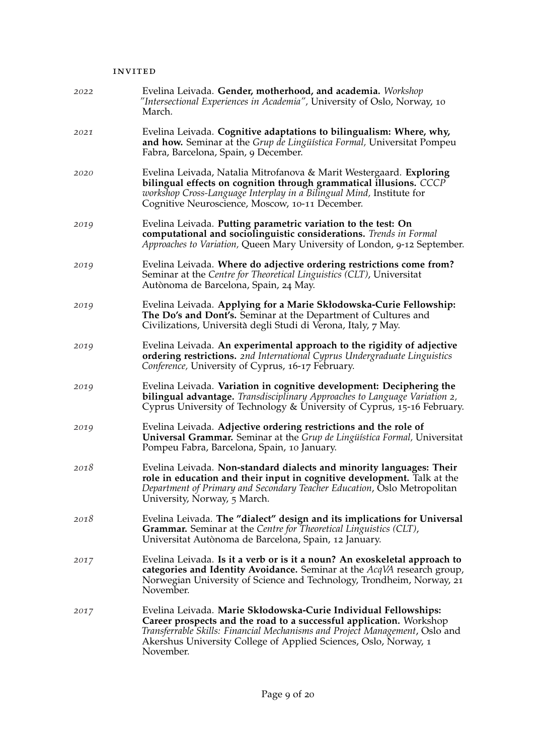### INVITED

*2022* Evelina Leivada. **Gender, motherhood, and academia.** *Workshop "Intersectional Experiences in Academia"*, University of Oslo, Norway, 10 March.

*2021* Evelina Leivada. **Cognitive adaptations to bilingualism: Where, why, and how.** Seminar at the *Grup de Lingüística Formal,* Universitat Pompeu Fabra, Barcelona, Spain, 9 December.

*2020* Evelina Leivada, Natalia Mitrofanova & Marit Westergaard. **Exploring bilingual effects on cognition through grammatical illusions.** *CCCP workshop Cross-Language Interplay in a Bilingual Mind,* Institute for Cognitive Neuroscience, Moscow, 10-11 December.

*2019* Evelina Leivada. **Putting parametric variation to the test: On computational and sociolinguistic considerations.** *Trends in Formal Approaches to Variation,* Queen Mary University of London, 9-12 September.

*2019* Evelina Leivada. **Where do adjective ordering restrictions come from?** Seminar at the *Centre for Theoretical Linguistics (CLT)*, Universitat Autònoma de Barcelona, Spain, 24 May.

*2019* Evelina Leivada. **Applying for a Marie Skłodowska-Curie Fellowship: The Do's and Dont's.** Seminar at the Department of Cultures and Civilizations, Università degli Studi di Verona, Italy, 7 May.

*2019* Evelina Leivada. **An experimental approach to the rigidity of adjective ordering restrictions.** *2nd International Cyprus Undergraduate Linguistics Conference,* University of Cyprus, 16-17 February.

*2019* Evelina Leivada. **Variation in cognitive development: Deciphering the bilingual advantage.** *Transdisciplinary Approaches to Language Variation 2,* Cyprus University of Technology & University of Cyprus, 15-16 February.

*2019* Evelina Leivada. **Adjective ordering restrictions and the role of Universal Grammar.** Seminar at the *Grup de Lingüística Formal,* Universitat Pompeu Fabra, Barcelona, Spain, 10 January.

*2018* Evelina Leivada. **Non-standard dialects and minority languages: Their role in education and their input in cognitive development.** Talk at the *Department of Primary and Secondary Teacher Education*, Oslo Metropolitan University, Norway, 5 March.

*2018* Evelina Leivada. **The "dialect" design and its implications for Universal Grammar.** Seminar at the *Centre for Theoretical Linguistics (CLT)*, Universitat Autònoma de Barcelona, Spain, 12 January.

*2017* Evelina Leivada. **Is it a verb or is it a noun? An exoskeletal approach to categories and Identity Avoidance.** Seminar at the *AcqVA* research group, Norwegian University of Science and Technology, Trondheim, Norway, 21 November.

*2017* Evelina Leivada. **Marie Skłodowska-Curie Individual Fellowships: Career prospects and the road to a successful application.** Workshop *Transferrable Skills: Financial Mechanisms and Project Management*, Oslo and Akershus University College of Applied Sciences, Oslo, Norway, 1 November.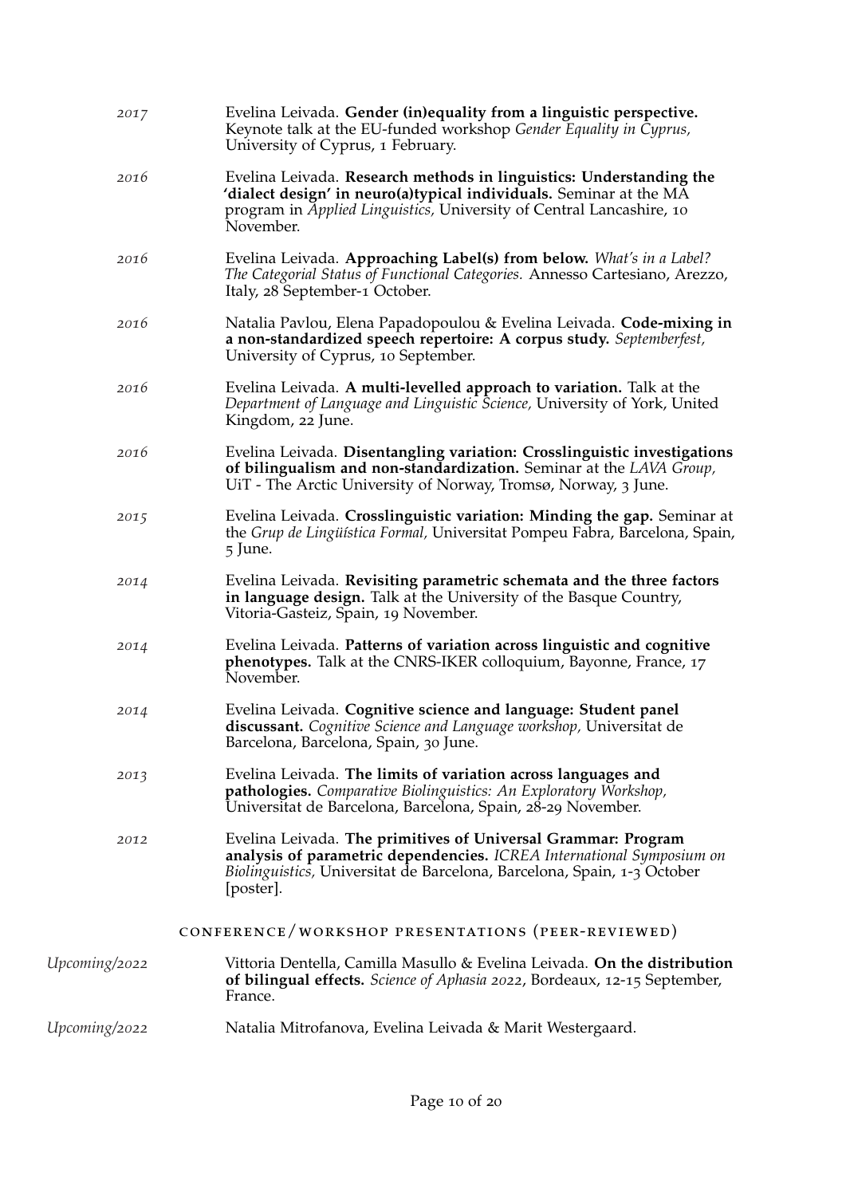*2017* Evelina Leivada. **Gender (in)equality from a linguistic perspective.** Keynote talk at the EU-funded workshop *Gender Equality in Cyprus,* University of Cyprus, 1 February.

*2016* Evelina Leivada. **Research methods in linguistics: Understanding the 'dialect design' in neuro(a)typical individuals.** Seminar at the MA program in *Applied Linguistics,* University of Central Lancashire, 10 November.

*2016* Evelina Leivada. **Approaching Label(s) from below.** *What's in a Label? The Categorial Status of Functional Categories.* Annesso Cartesiano, Arezzo, Italy, 28 September-1 October.

*2016* Natalia Pavlou, Elena Papadopoulou & Evelina Leivada. **Code-mixing in a non-standardized speech repertoire: A corpus study.** *Septemberfest,* University of Cyprus, 10 September.

*2016* Evelina Leivada. **A multi-levelled approach to variation.** Talk at the *Department of Language and Linguistic Science,* University of York, United Kingdom, 22 June.

*2016* Evelina Leivada. **Disentangling variation: Crosslinguistic investigations of bilingualism and non-standardization.** Seminar at the *LAVA Group,* UiT - The Arctic University of Norway, Tromsø, Norway, 3 June.

*2015* Evelina Leivada. **Crosslinguistic variation: Minding the gap.** Seminar at the *Grup de Lingüística Formal,* Universitat Pompeu Fabra, Barcelona, Spain, 5 June.

*2014* Evelina Leivada. **Revisiting parametric schemata and the three factors in language design.** Talk at the University of the Basque Country, Vitoria-Gasteiz, Spain, 19 November.

*2014* Evelina Leivada. **Patterns of variation across linguistic and cognitive phenotypes.** Talk at the CNRS-IKER colloquium, Bayonne, France, 17 November.

*2014* Evelina Leivada. **Cognitive science and language: Student panel discussant.** *Cognitive Science and Language workshop,* Universitat de Barcelona, Barcelona, Spain, 30 June.

*2013* Evelina Leivada. **The limits of variation across languages and pathologies.** *Comparative Biolinguistics: An Exploratory Workshop,* Universitat de Barcelona, Barcelona, Spain, 28-29 November.

*2012* Evelina Leivada. **The primitives of Universal Grammar: Program analysis of parametric dependencies.** *ICREA International Symposium on Biolinguistics,* Universitat de Barcelona, Barcelona, Spain, 1-3 October [poster].

## Conference/Workshop Presentations (Peer-Reviewed)

*Upcoming/2022* Vittoria Dentella, Camilla Masullo & Evelina Leivada. **On the distribution of bilingual effects.** *Science of Aphasia 2022*, Bordeaux, 12-15 September, France.

*Upcoming/2022* Natalia Mitrofanova, Evelina Leivada & Marit Westergaard.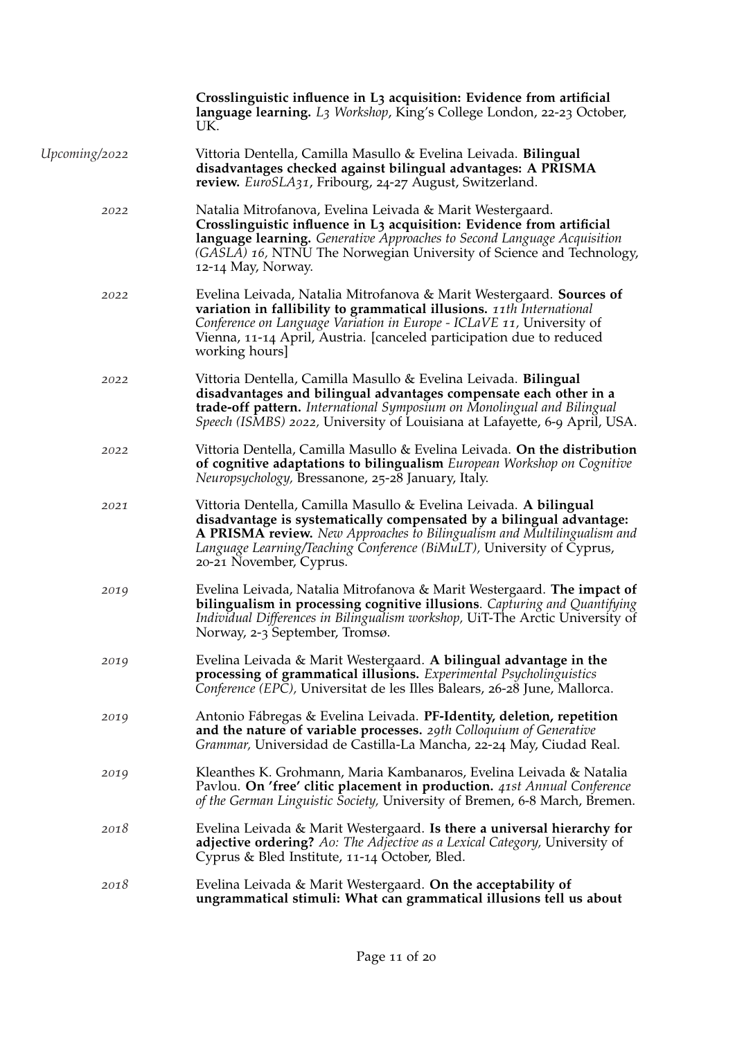**Crosslinguistic influence in L3 acquisition: Evidence from artificial language learning.** *L3 Workshop*, King's College London, 22-23 October, UK.

*Upcoming/2022* Vittoria Dentella, Camilla Masullo & Evelina Leivada. **Bilingual disadvantages checked against bilingual advantages: A PRISMA review.** *EuroSLA31*, Fribourg, 24-27 August, Switzerland.

*2022* Natalia Mitrofanova, Evelina Leivada & Marit Westergaard. **Crosslinguistic influence in L3 acquisition: Evidence from artificial language learning.** *Generative Approaches to Second Language Acquisition (GASLA) 16,* NTNU The Norwegian University of Science and Technology, 12-14 May, Norway.

*2022* Evelina Leivada, Natalia Mitrofanova & Marit Westergaard. **Sources of variation in fallibility to grammatical illusions.** *11th International Conference on Language Variation in Europe - ICLaVE 11*, University of Vienna, 11-14 April, Austria. [canceled participation due to reduced working hours]

*2022* Vittoria Dentella, Camilla Masullo & Evelina Leivada. **Bilingual disadvantages and bilingual advantages compensate each other in a trade-off pattern.** *International Symposium on Monolingual and Bilingual Speech (ISMBS) 2022,* University of Louisiana at Lafayette, 6-9 April, USA.

*2022* Vittoria Dentella, Camilla Masullo & Evelina Leivada. **On the distribution of cognitive adaptations to bilingualism** *European Workshop on Cognitive Neuropsychology,* Bressanone, 25-28 January, Italy.

*2021* Vittoria Dentella, Camilla Masullo & Evelina Leivada. **A bilingual disadvantage is systematically compensated by a bilingual advantage: A PRISMA review.** *New Approaches to Bilingualism and Multilingualism and Language Learning/Teaching Conference (BiMuLT),* University of Cyprus, 20-21 November, Cyprus.

*2019* Evelina Leivada, Natalia Mitrofanova & Marit Westergaard. **The impact of bilingualism in processing cognitive illusions**. *Capturing and Quantifying Individual Differences in Bilingualism workshop,* UiT-The Arctic University of Norway, 2-3 September, Tromsø.

*2019* Evelina Leivada & Marit Westergaard. **A bilingual advantage in the processing of grammatical illusions.** *Experimental Psycholinguistics Conference (EPC),* Universitat de les Illes Balears, 26-28 June, Mallorca.

*2019* Antonio Fábregas & Evelina Leivada. **PF-Identity, deletion, repetition and the nature of variable processes.** *29th Colloquium of Generative Grammar,* Universidad de Castilla-La Mancha, 22-24 May, Ciudad Real.

*2019* Kleanthes K. Grohmann, Maria Kambanaros, Evelina Leivada & Natalia Pavlou. **On 'free' clitic placement in production.** *41st Annual Conference of the German Linguistic Society,* University of Bremen, 6-8 March, Bremen.

*2018* Evelina Leivada & Marit Westergaard. **Is there a universal hierarchy for adjective ordering?** *Ao: The Adjective as a Lexical Category,* University of Cyprus & Bled Institute, 11-14 October, Bled.

*2018* Evelina Leivada & Marit Westergaard. **On the acceptability of ungrammatical stimuli: What can grammatical illusions tell us about**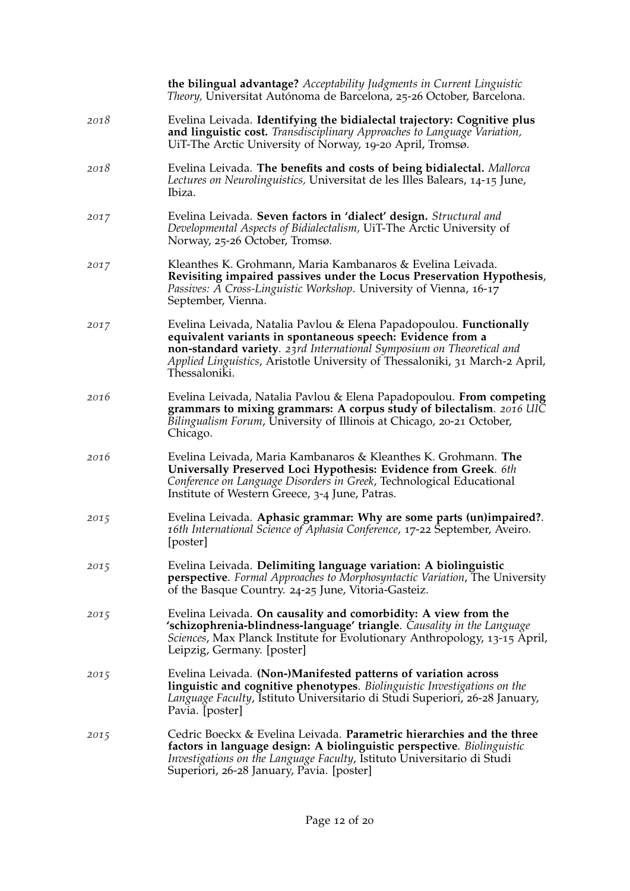**the bilingual advantage?** *Acceptability Judgments in Current Linguistic Theory,* Universitat Autónoma de Barcelona, 25-26 October, Barcelona.

*2018* Evelina Leivada. **Identifying the bidialectal trajectory: Cognitive plus and linguistic cost.** *Transdisciplinary Approaches to Language Variation,* UiT-The Arctic University of Norway, 19-20 April, Tromsø.

*2018* Evelina Leivada. **The benefits and costs of being bidialectal.** *Mallorca Lectures on Neurolinguistics,* Universitat de les Illes Balears, 14-15 June, Ibiza.

*2017* Evelina Leivada. **Seven factors in 'dialect' design.** *Structural and Developmental Aspects of Bidialectalism,* UiT-The Arctic University of Norway, 25-26 October, Tromsø.

*2017* Kleanthes K. Grohmann, Maria Kambanaros & Evelina Leivada. **Revisiting impaired passives under the Locus Preservation Hypothesis**, *Passives: A Cross-Linguistic Workshop*. University of Vienna, 16-17 September, Vienna.

*2017* Evelina Leivada, Natalia Pavlou & Elena Papadopoulou. **Functionally equivalent variants in spontaneous speech: Evidence from a non-standard variety**. *23rd International Symposium on Theoretical and Applied Linguistics*, Aristotle University of Thessaloniki, 31 March-2 April, Thessaloniki.

*2016* Evelina Leivada, Natalia Pavlou & Elena Papadopoulou. **From competing grammars to mixing grammars: A corpus study of bilectalism**. *2016 UIC Bilingualism Forum*, University of Illinois at Chicago, 20-21 October, Chicago.

*2016* Evelina Leivada, Maria Kambanaros & Kleanthes K. Grohmann. **The Universally Preserved Loci Hypothesis: Evidence from Greek**. *6th Conference on Language Disorders in Greek*, Technological Educational Institute of Western Greece, 3-4 June, Patras.

*2015* Evelina Leivada. **Aphasic grammar: Why are some parts (un)impaired?**. *16th International Science of Aphasia Conference*, 17-22 September, Aveiro. [poster]

*2015* Evelina Leivada. **Delimiting language variation: A biolinguistic perspective**. *Formal Approaches to Morphosyntactic Variation*, The University of the Basque Country. 24-25 June, Vitoria-Gasteiz.

*2015* Evelina Leivada. **On causality and comorbidity: A view from the 'schizophrenia-blindness-language' triangle**. *Causality in the Language Sciences*, Max Planck Institute for Evolutionary Anthropology, 13-15 April, Leipzig, Germany. [poster]

*2015* Evelina Leivada. **(Non-)Manifested patterns of variation across linguistic and cognitive phenotypes**. *Biolinguistic Investigations on the Language Faculty*, Istituto Universitario di Studi Superiori, 26-28 January, Pavia. [poster]

*2015* Cedric Boeckx & Evelina Leivada. **Parametric hierarchies and the three factors in language design: A biolinguistic perspective**. *Biolinguistic Investigations on the Language Faculty*, Istituto Universitario di Studi Superiori, 26-28 January, Pavia. [poster]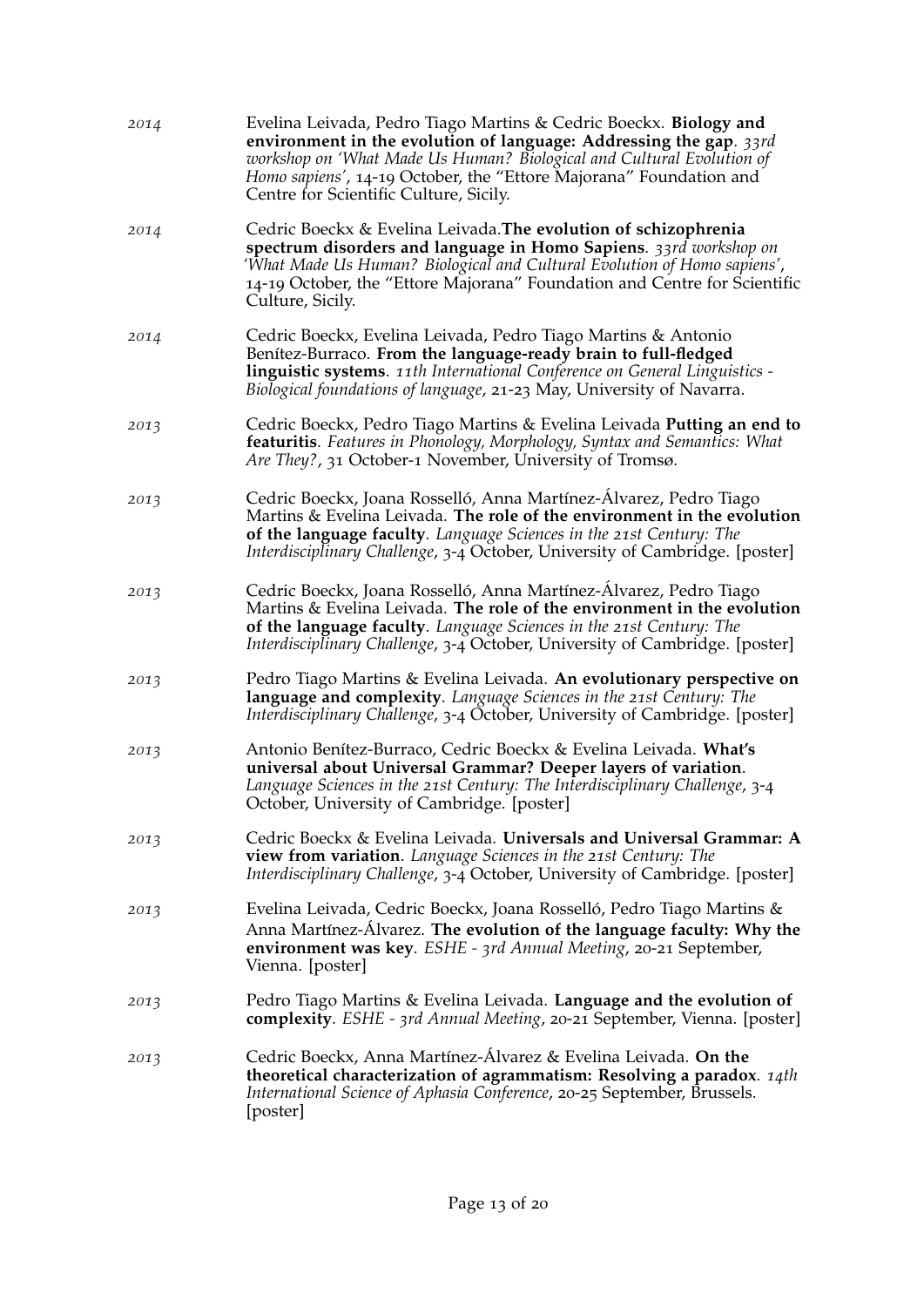*2014* Evelina Leivada, Pedro Tiago Martins & Cedric Boeckx. **Biology and environment in the evolution of language: Addressing the gap**. *33rd workshop on 'What Made Us Human? Biological and Cultural Evolution of Homo sapiens'*, 14-19 October, the "Ettore Majorana" Foundation and Centre for Scientific Culture, Sicily.

*2014* Cedric Boeckx & Evelina Leivada.**The evolution of schizophrenia spectrum disorders and language in Homo Sapiens**. *33rd workshop on 'What Made Us Human? Biological and Cultural Evolution of Homo sapiens'*, 14-19 October, the "Ettore Majorana" Foundation and Centre for Scientific Culture, Sicily.

*2014* Cedric Boeckx, Evelina Leivada, Pedro Tiago Martins & Antonio Benítez-Burraco. **From the language-ready brain to full-fledged linguistic systems**. *11th International Conference on General Linguistics - Biological foundations of language*, 21-23 May, University of Navarra.

*2013* Cedric Boeckx, Pedro Tiago Martins & Evelina Leivada **Putting an end to featuritis**. *Features in Phonology, Morphology, Syntax and Semantics: What Are They?*, 31 October-1 November, University of Tromsø.

*2013* Cedric Boeckx, Joana Rosselló, Anna Martínez-Álvarez, Pedro Tiago Martins & Evelina Leivada. **The role of the environment in the evolution of the language faculty**. *Language Sciences in the 21st Century: The Interdisciplinary Challenge*, 3-4 October, University of Cambridge. [poster]

*2013* Cedric Boeckx, Joana Rosselló, Anna Martínez-Álvarez, Pedro Tiago Martins & Evelina Leivada. **The role of the environment in the evolution of the language faculty**. *Language Sciences in the 21st Century: The Interdisciplinary Challenge*, 3-4 October, University of Cambridge. [poster]

*2013* Pedro Tiago Martins & Evelina Leivada. **An evolutionary perspective on language and complexity**. *Language Sciences in the 21st Century: The Interdisciplinary Challenge*, 3-4 October, University of Cambridge. [poster]

*2013* Antonio Benítez-Burraco, Cedric Boeckx & Evelina Leivada. **What's universal about Universal Grammar? Deeper layers of variation**. *Language Sciences in the 21st Century: The Interdisciplinary Challenge*, 3-4 October, University of Cambridge. [poster]

*2013* Cedric Boeckx & Evelina Leivada. **Universals and Universal Grammar: A view from variation**. *Language Sciences in the 21st Century: The Interdisciplinary Challenge*, 3-4 October, University of Cambridge. [poster]

*2013* Evelina Leivada, Cedric Boeckx, Joana Rosselló, Pedro Tiago Martins & Anna Martínez-Álvarez. **The evolution of the language faculty: Why the environment was key**. *ESHE - 3rd Annual Meeting*, 20-21 September, Vienna. [poster]

*2013* Pedro Tiago Martins & Evelina Leivada. **Language and the evolution of complexity**. *ESHE - 3rd Annual Meeting*, 20-21 September, Vienna. [poster]

*2013* Cedric Boeckx, Anna Martínez-Álvarez & Evelina Leivada. **On the theoretical characterization of agrammatism: Resolving a paradox**. *14th International Science of Aphasia Conference*, 20-25 September, Brussels. [poster]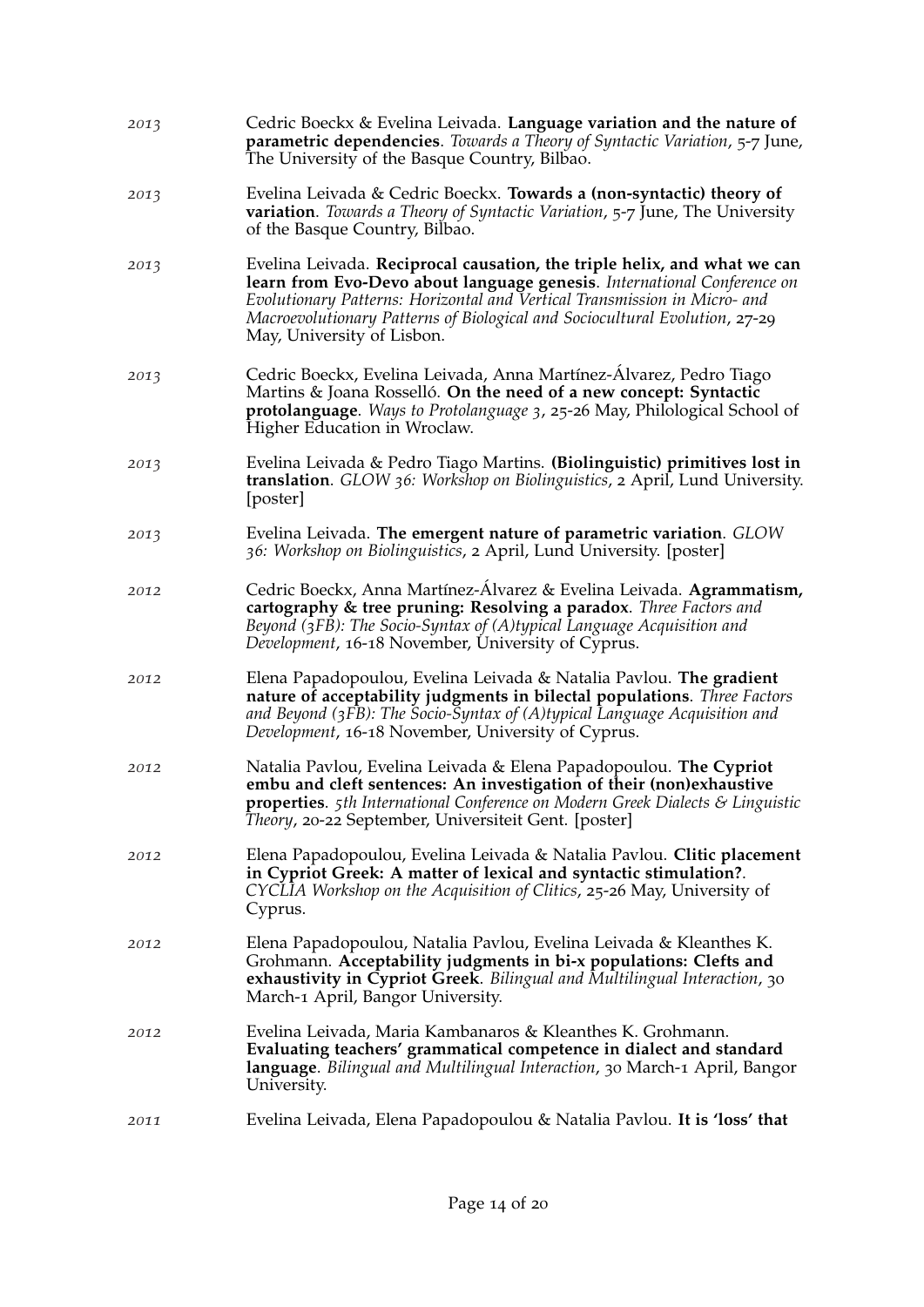*2013* Cedric Boeckx & Evelina Leivada. **Language variation and the nature of parametric dependencies**. *Towards a Theory of Syntactic Variation*, 5-7 June, The University of the Basque Country, Bilbao.

*2013* Evelina Leivada & Cedric Boeckx. **Towards a (non-syntactic) theory of variation**. *Towards a Theory of Syntactic Variation*, 5-7 June, The University of the Basque Country, Bilbao.

*2013* Evelina Leivada. **Reciprocal causation, the triple helix, and what we can learn from Evo-Devo about language genesis**. *International Conference on Evolutionary Patterns: Horizontal and Vertical Transmission in Micro- and Macroevolutionary Patterns of Biological and Sociocultural Evolution*, 27-29 May, University of Lisbon.

*2013* Cedric Boeckx, Evelina Leivada, Anna Martínez-Álvarez, Pedro Tiago Martins & Joana Rosselló. **On the need of a new concept: Syntactic protolanguage**. *Ways to Protolanguage 3*, 25-26 May, Philological School of Higher Education in Wroclaw.

*2013* Evelina Leivada & Pedro Tiago Martins. **(Biolinguistic) primitives lost in translation**. *GLOW 36: Workshop on Biolinguistics*, 2 April, Lund University. [poster]

*2013* Evelina Leivada. **The emergent nature of parametric variation**. *GLOW 36: Workshop on Biolinguistics*, 2 April, Lund University. [poster]

*2012* Cedric Boeckx, Anna Martínez-Álvarez & Evelina Leivada. **Agrammatism, cartography & tree pruning: Resolving a paradox**. *Three Factors and Beyond (3FB): The Socio-Syntax of (A)typical Language Acquisition and Development*, 16-18 November, University of Cyprus.

*2012* Elena Papadopoulou, Evelina Leivada & Natalia Pavlou. **The gradient nature of acceptability judgments in bilectal populations**. *Three Factors and Beyond (3FB): The Socio-Syntax of (A)typical Language Acquisition and Development*, 16-18 November, University of Cyprus.

*2012* Natalia Pavlou, Evelina Leivada & Elena Papadopoulou. **The Cypriot embu and cleft sentences: An investigation of their (non)exhaustive properties**. *5th International Conference on Modern Greek Dialects & Linguistic Theory*, 20-22 September, Universiteit Gent. [poster]

*2012* Elena Papadopoulou, Evelina Leivada & Natalia Pavlou. **Clitic placement in Cypriot Greek: A matter of lexical and syntactic stimulation?**. *CYCLIA Workshop on the Acquisition of Clitics*, 25-26 May, University of Cyprus.

*2012* Elena Papadopoulou, Natalia Pavlou, Evelina Leivada & Kleanthes K. Grohmann. **Acceptability judgments in bi-x populations: Clefts and exhaustivity in Cypriot Greek**. *Bilingual and Multilingual Interaction*, 30 March-1 April, Bangor University.

*2012* Evelina Leivada, Maria Kambanaros & Kleanthes K. Grohmann. **Evaluating teachers' grammatical competence in dialect and standard language**. *Bilingual and Multilingual Interaction*, 30 March-1 April, Bangor University.

*2011* Evelina Leivada, Elena Papadopoulou & Natalia Pavlou. **It is 'loss' that**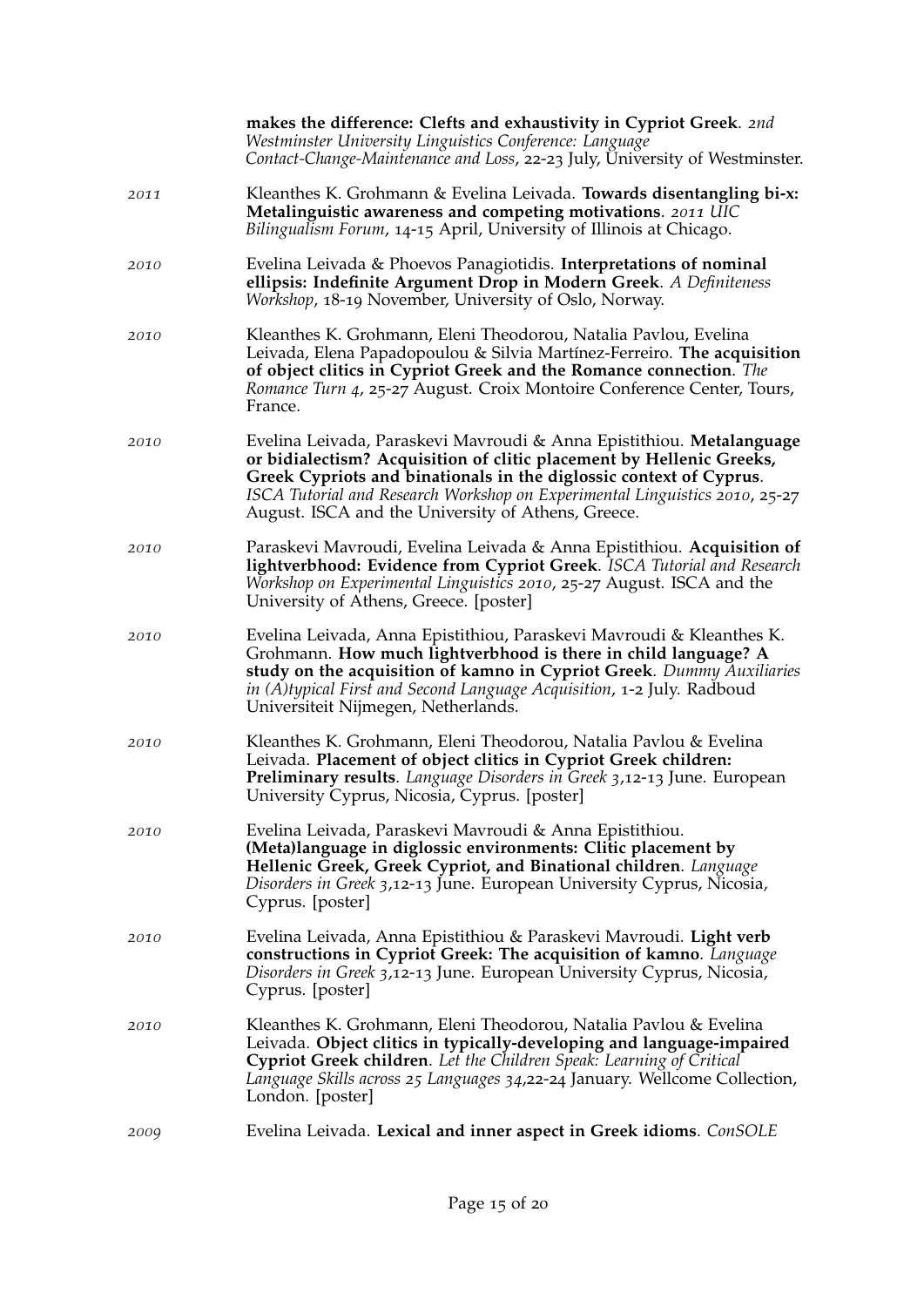**makes the difference: Clefts and exhaustivity in Cypriot Greek**. *2nd Westminster University Linguistics Conference: Language Contact-Change-Maintenance and Loss*, 22-23 July, University of Westminster.

*2011* Kleanthes K. Grohmann & Evelina Leivada. **Towards disentangling bi-x: Metalinguistic awareness and competing motivations**. *2011 UIC Bilingualism Forum*, 14-15 April, University of Illinois at Chicago.

*2010* Evelina Leivada & Phoevos Panagiotidis. **Interpretations of nominal ellipsis: Indefinite Argument Drop in Modern Greek**. *A Definiteness Workshop*, 18-19 November, University of Oslo, Norway.

*2010* Kleanthes K. Grohmann, Eleni Theodorou, Natalia Pavlou, Evelina Leivada, Elena Papadopoulou & Silvia Martínez-Ferreiro. **The acquisition of object clitics in Cypriot Greek and the Romance connection**. *The Romance Turn 4*, 25-27 August. Croix Montoire Conference Center, Tours, France.

*2010* Evelina Leivada, Paraskevi Mavroudi & Anna Epistithiou. **Metalanguage or bidialectism? Acquisition of clitic placement by Hellenic Greeks, Greek Cypriots and binationals in the diglossic context of Cyprus**. *ISCA Tutorial and Research Workshop on Experimental Linguistics 2010*, 25-27 August. ISCA and the University of Athens, Greece.

*2010* Paraskevi Mavroudi, Evelina Leivada & Anna Epistithiou. **Acquisition of lightverbhood: Evidence from Cypriot Greek**. *ISCA Tutorial and Research Workshop on Experimental Linguistics 2010*, 25-27 August. ISCA and the University of Athens, Greece. [poster]

*2010* Evelina Leivada, Anna Epistithiou, Paraskevi Mavroudi & Kleanthes K. Grohmann. **How much lightverbhood is there in child language? A study on the acquisition of kamno in Cypriot Greek**. *Dummy Auxiliaries in (A)typical First and Second Language Acquisition*, 1-2 July. Radboud Universiteit Nijmegen, Netherlands.

*2010* Kleanthes K. Grohmann, Eleni Theodorou, Natalia Pavlou & Evelina Leivada. **Placement of object clitics in Cypriot Greek children: Preliminary results**. *Language Disorders in Greek 3*,12-13 June. European University Cyprus, Nicosia, Cyprus. [poster]

*2010* Evelina Leivada, Paraskevi Mavroudi & Anna Epistithiou. **(Meta)language in diglossic environments: Clitic placement by Hellenic Greek, Greek Cypriot, and Binational children**. *Language Disorders in Greek 3*,12-13 June. European University Cyprus, Nicosia, Cyprus. [poster]

*2010* Evelina Leivada, Anna Epistithiou & Paraskevi Mavroudi. **Light verb constructions in Cypriot Greek: The acquisition of kamno**. *Language Disorders in Greek 3*,12-13 June. European University Cyprus, Nicosia, Cyprus. [poster]

*2010* Kleanthes K. Grohmann, Eleni Theodorou, Natalia Pavlou & Evelina Leivada. **Object clitics in typically-developing and language-impaired Cypriot Greek children**. *Let the Children Speak: Learning of Critical Language Skills across 25 Languages 34*,22-24 January. Wellcome Collection, London. [poster]

*2009* Evelina Leivada. **Lexical and inner aspect in Greek idioms**. *ConSOLE*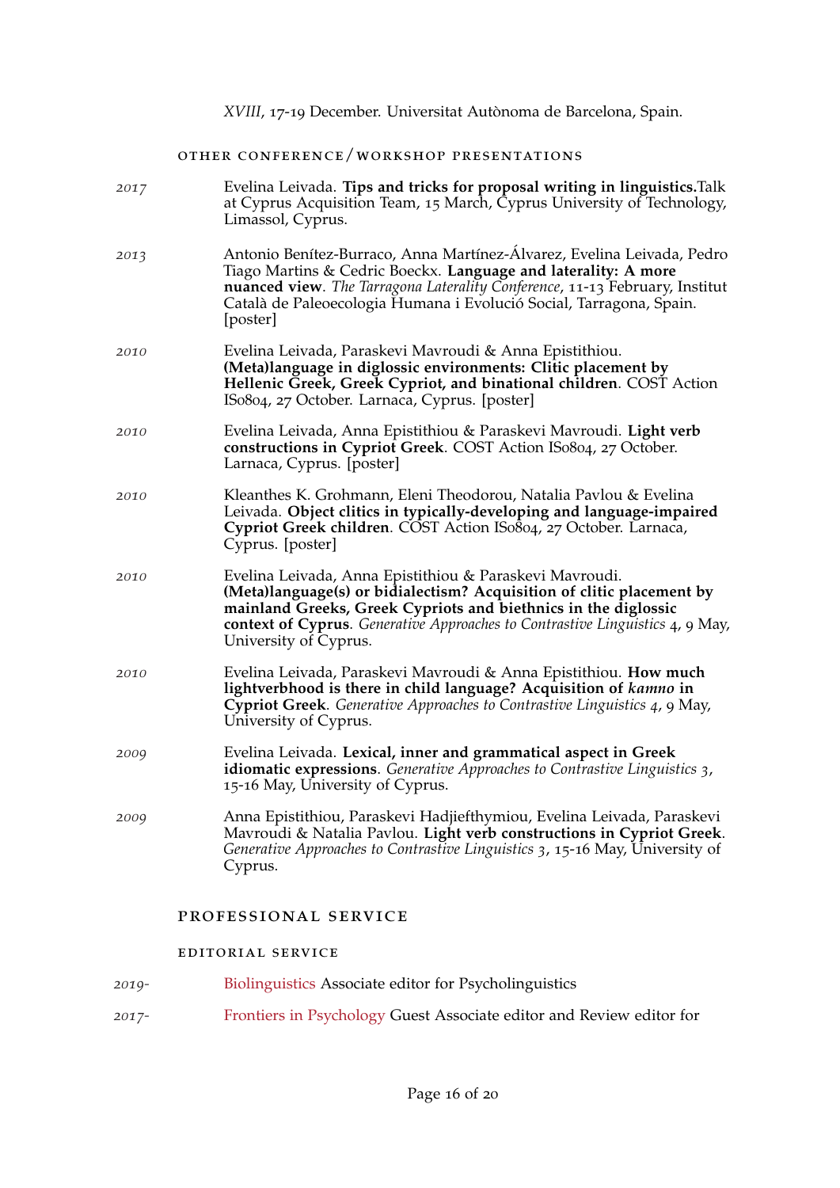*XVIII*, 17-19 December. Universitat Autònoma de Barcelona, Spain.

#### OTHER CONFERENCE/WORKSHOP PRESENTATIONS

*2017* Evelina Leivada. **Tips and tricks for proposal writing in linguistics.**Talk at Cyprus Acquisition Team, 15 March, Cyprus University of Technology, Limassol, Cyprus.

*2013* Antonio Benítez-Burraco, Anna Martínez-Álvarez, Evelina Leivada, Pedro Tiago Martins & Cedric Boeckx. **Language and laterality: A more nuanced view**. *The Tarragona Laterality Conference*, 11-13 February, Institut Català de Paleoecologia Humana i Evolució Social, Tarragona, Spain. [poster]

*2010* Evelina Leivada, Paraskevi Mavroudi & Anna Epistithiou. **(Meta)language in diglossic environments: Clitic placement by Hellenic Greek, Greek Cypriot, and binational children**. COST Action IS0804, 27 October. Larnaca, Cyprus. [poster]

*2010* Evelina Leivada, Anna Epistithiou & Paraskevi Mavroudi. **Light verb constructions in Cypriot Greek**. COST Action IS0804, 27 October. Larnaca, Cyprus. [poster]

*2010* Kleanthes K. Grohmann, Eleni Theodorou, Natalia Pavlou & Evelina Leivada. **Object clitics in typically-developing and language-impaired Cypriot Greek children**. COST Action IS0804, 27 October. Larnaca, Cyprus. [poster]

*2010* Evelina Leivada, Anna Epistithiou & Paraskevi Mavroudi. **(Meta)language(s) or bidialectism? Acquisition of clitic placement by mainland Greeks, Greek Cypriots and biethnics in the diglossic context of Cyprus**. *Generative Approaches to Contrastive Linguistics* 4, 9 May, University of Cyprus.

*2010* Evelina Leivada, Paraskevi Mavroudi & Anna Epistithiou. **How much lightverbhood is there in child language? Acquisition of *kamno* in Cypriot Greek**. *Generative Approaches to Contrastive Linguistics 4*, 9 May, University of Cyprus.

*2009* Evelina Leivada. **Lexical, inner and grammatical aspect in Greek idiomatic expressions**. *Generative Approaches to Contrastive Linguistics 3*, 15-16 May, University of Cyprus.

*2009* Anna Epistithiou, Paraskevi Hadjiefthymiou, Evelina Leivada, Paraskevi Mavroudi & Natalia Pavlou. **Light verb constructions in Cypriot Greek**. *Generative Approaches to Contrastive Linguistics 3*, 15-16 May, University of Cyprus.

### PROFESSIONAL SERVICE

#### EDITORIAL SERVICE

*2019-* Biolinguistics Associate editor for Psycholinguistics

*2017-* Frontiers in Psychology Guest Associate editor and Review editor for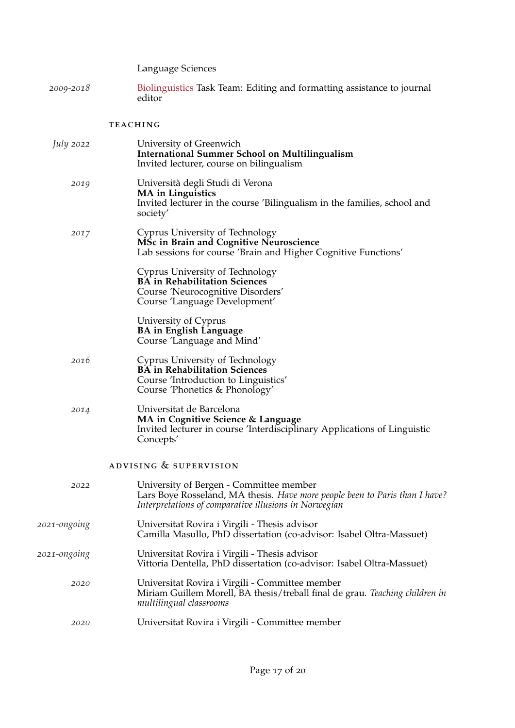Language Sciences

*2009-2018* Biolinguistics Task Team: Editing and formatting assistance to journal editor

## TEACHING

*July 2022*
University of Greenwich
**International Summer School on Multilingualism**
Invited lecturer, course on bilingualism

*2019*
Università degli Studi di Verona
**MA in Linguistics**
Invited lecturer in the course 'Bilingualism in the families, school and society'

*2017*
Cyprus University of Technology
**MSc in Brain and Cognitive Neuroscience**
Lab sessions for course 'Brain and Higher Cognitive Functions'

Cyprus University of Technology
**BA in Rehabilitation Sciences**
Course 'Neurocognitive Disorders'
Course 'Language Development'

University of Cyprus
**BA in English Language**
Course 'Language and Mind'

*2016*
Cyprus University of Technology
**BA in Rehabilitation Sciences**
Course 'Introduction to Linguistics'
Course 'Phonetics & Phonology'

*2014*
Universitat de Barcelona
**MA in Cognitive Science & Language**
Invited lecturer in course 'Interdisciplinary Applications of Linguistic Concepts'

## ADVISING & SUPERVISION

*2022*
University of Bergen - Committee member
Lars Boye Rosseland, MA thesis. *Have more people been to Paris than I have? Interpretations of comparative illusions in Norwegian*

*2021-ongoing*
Universitat Rovira i Virgili - Thesis advisor
Camilla Masullo, PhD dissertation (co-advisor: Isabel Oltra-Massuet)

*2021-ongoing*
Universitat Rovira i Virgili - Thesis advisor
Vittoria Dentella, PhD dissertation (co-advisor: Isabel Oltra-Massuet)

*2020*
Universitat Rovira i Virgili - Committee member
Miriam Guillem Morell, BA thesis/treball final de grau. *Teaching children in multilingual classrooms*

*2020*
Universitat Rovira i Virgili - Committee member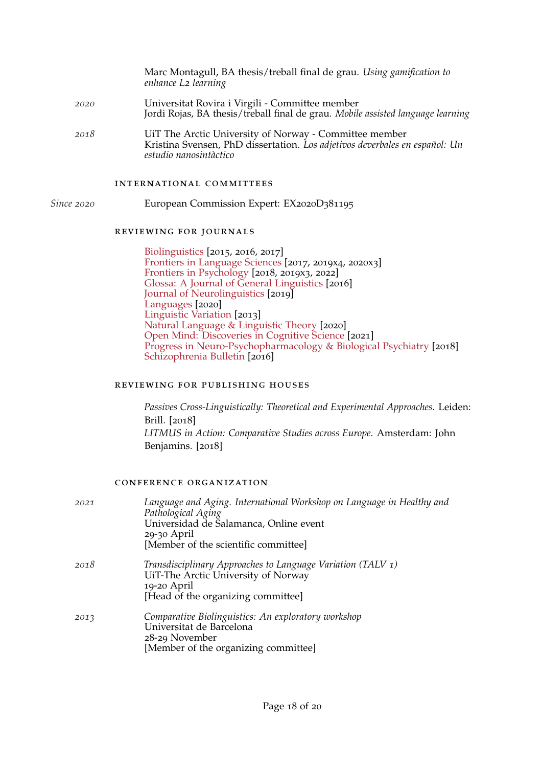Marc Montagull, BA thesis/treball final de grau. *Using gamification to enhance L2 learning*

*2020* Universitat Rovira i Virgili - Committee member
Jordi Rojas, BA thesis/treball final de grau. *Mobile assisted language learning*

*2018* UiT The Arctic University of Norway - Committee member
Kristina Svensen, PhD dissertation. *Los adjetivos deverbales en español: Un estudio nanosintàctico*

### INTERNATIONAL COMMITTEES

*Since 2020* European Commission Expert: EX2020D381195

### REVIEWING FOR JOURNALS

Biolinguistics [2015, 2016, 2017]
Frontiers in Language Sciences [2017, 2019x4, 2020x3]
Frontiers in Psychology [2018, 2019x3, 2022]
Glossa: A Journal of General Linguistics [2016]
Journal of Neurolinguistics [2019]
Languages [2020]
Linguistic Variation [2013]
Natural Language & Linguistic Theory [2020]
Open Mind: Discoveries in Cognitive Science [2021]
Progress in Neuro-Psychopharmacology & Biological Psychiatry [2018]
Schizophrenia Bulletin [2016]

### REVIEWING FOR PUBLISHING HOUSES

*Passives Cross-Linguistically: Theoretical and Experimental Approaches.* Leiden: Brill. [2018]
*LITMUS in Action: Comparative Studies across Europe.* Amsterdam: John Benjamins. [2018]

### CONFERENCE ORGANIZATION

*2021* *Language and Aging. International Workshop on Language in Healthy and Pathological Aging*
Universidad de Salamanca, Online event
29-30 April
[Member of the scientific committee]

*2018* *Transdisciplinary Approaches to Language Variation (TALV 1)*
UiT-The Arctic University of Norway
19-20 April
[Head of the organizing committee]

*2013* *Comparative Biolinguistics: An exploratory workshop*
Universitat de Barcelona
28-29 November
[Member of the organizing committee]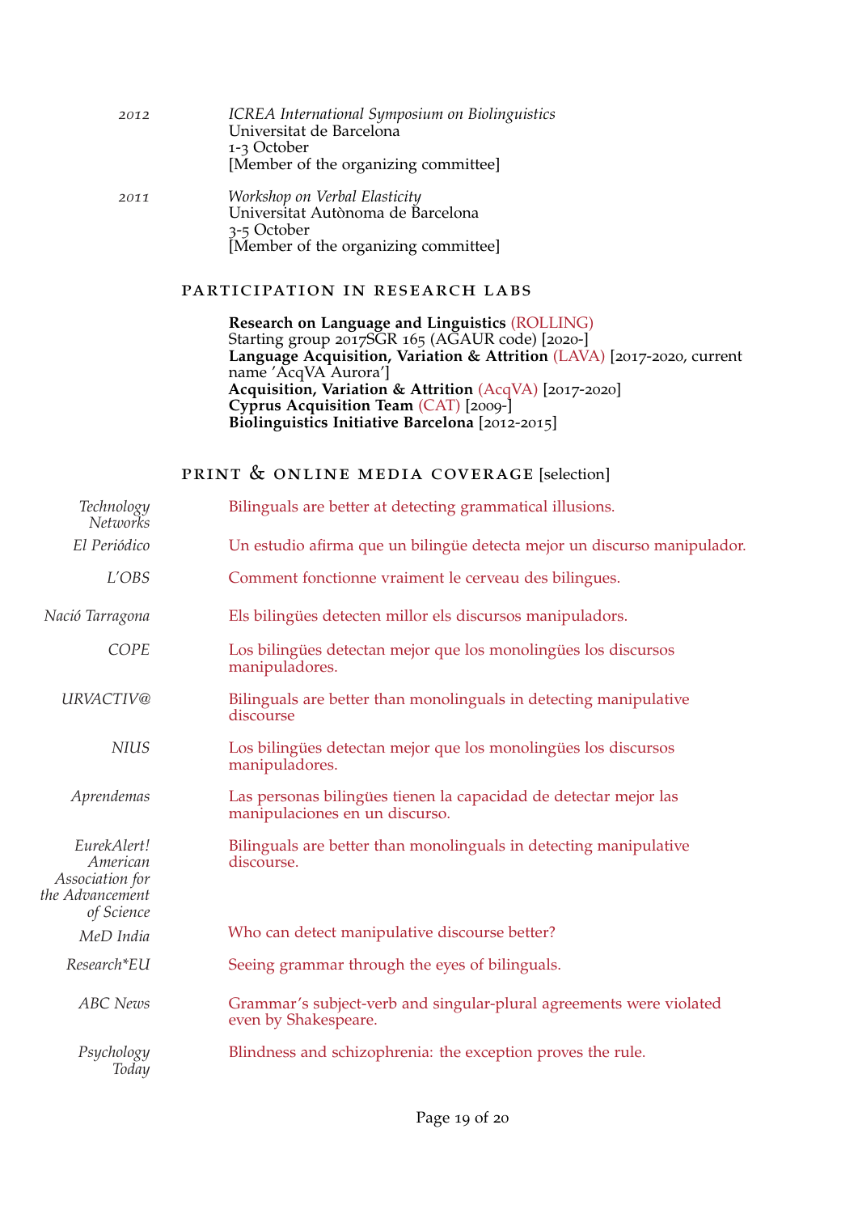*2012* *ICREA International Symposium on Biolinguistics*
Universitat de Barcelona
1-3 October
[Member of the organizing committee]

*2011* *Workshop on Verbal Elasticity*
Universitat Autònoma de Barcelona
3-5 October
[Member of the organizing committee]

## Participation in Research Labs

**Research on Language and Linguistics** (ROLLING)
Starting group 2017SGR 165 (AGAUR code) [2020-]
**Language Acquisition, Variation & Attrition** (LAVA) [2017-2020, current name 'AcqVA Aurora']
**Acquisition, Variation & Attrition** (AcqVA) [2017-2020]
**Cyprus Acquisition Team** (CAT) [2009-]
**Biolinguistics Initiative Barcelona** [2012-2015]

## Print & Online Media Coverage [selection]

*Technology Networks* — Bilinguals are better at detecting grammatical illusions.

*El Periódico* — Un estudio afirma que un bilingüe detecta mejor un discurso manipulador.

*L'OBS* — Comment fonctionne vraiment le cerveau des bilingues.

*Nació Tarragona* — Els bilingües detecten millor els discursos manipuladors.

*COPE* — Los bilingües detectan mejor que los monolingües los discursos manipuladores.

*URVACTIV@* — Bilinguals are better than monolinguals in detecting manipulative discourse

*NIUS* — Los bilingües detectan mejor que los monolingües los discursos manipuladores.

*Aprendemas* — Las personas bilingües tienen la capacidad de detectar mejor las manipulaciones en un discurso.

*EurekAlert! American Association for the Advancement of Science* — Bilinguals are better than monolinguals in detecting manipulative discourse.

*MeD India* — Who can detect manipulative discourse better?

*Research*EU* — Seeing grammar through the eyes of bilinguals.

*ABC News* — Grammar's subject-verb and singular-plural agreements were violated even by Shakespeare.

*Psychology Today* — Blindness and schizophrenia: the exception proves the rule.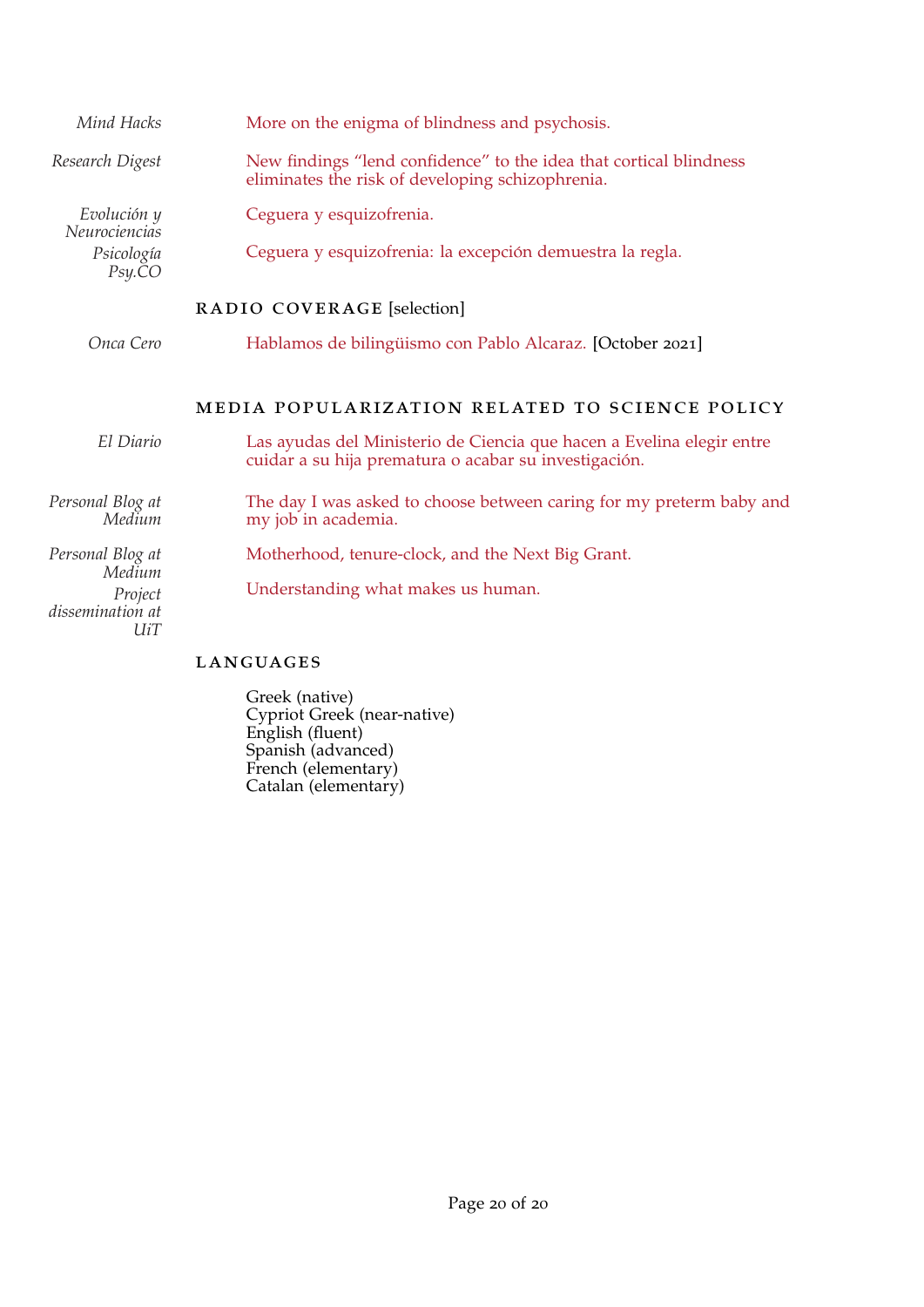*Mind Hacks* — More on the enigma of blindness and psychosis.

*Research Digest* — New findings “lend confidence” to the idea that cortical blindness eliminates the risk of developing schizophrenia.

*Evolución y Neurociencias* — Ceguera y esquizofrenia.

*Psicología Psy.CO* — Ceguera y esquizofrenia: la excepción demuestra la regla.

## Radio coverage [selection]

*Onca Cero* — Hablamos de bilingüismo con Pablo Alcaraz. [October 2021]

## Media popularization related to science policy

*El Diario* — Las ayudas del Ministerio de Ciencia que hacen a Evelina elegir entre cuidar a su hija prematura o acabar su investigación.

*Personal Blog at Medium* — The day I was asked to choose between caring for my preterm baby and my job in academia.

*Personal Blog at Medium* — Motherhood, tenure-clock, and the Next Big Grant.

*Project dissemination at UiT* — Understanding what makes us human.

## Languages

Greek (native)
Cypriot Greek (near-native)
English (fluent)
Spanish (advanced)
French (elementary)
Catalan (elementary)